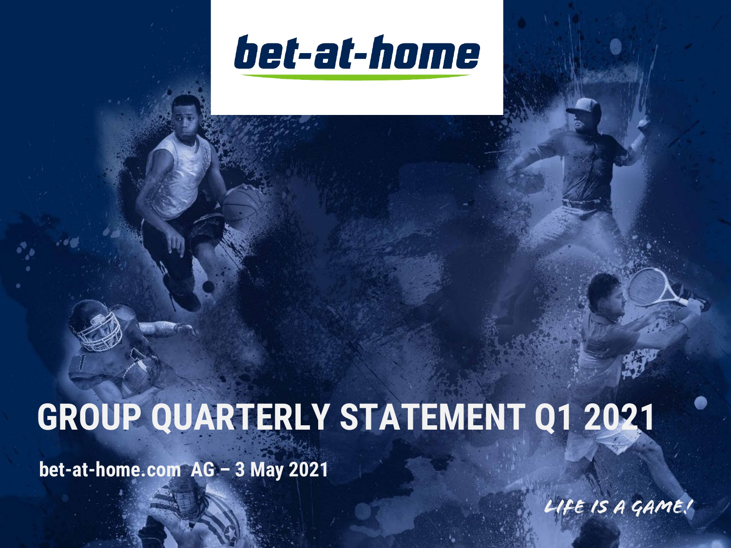bet-at-home

# GROUP QUARTERLY STATEMENT Q1 2021

**bet-at-home.com AG – 3 May 2021**

*LIFE IS A GAME!*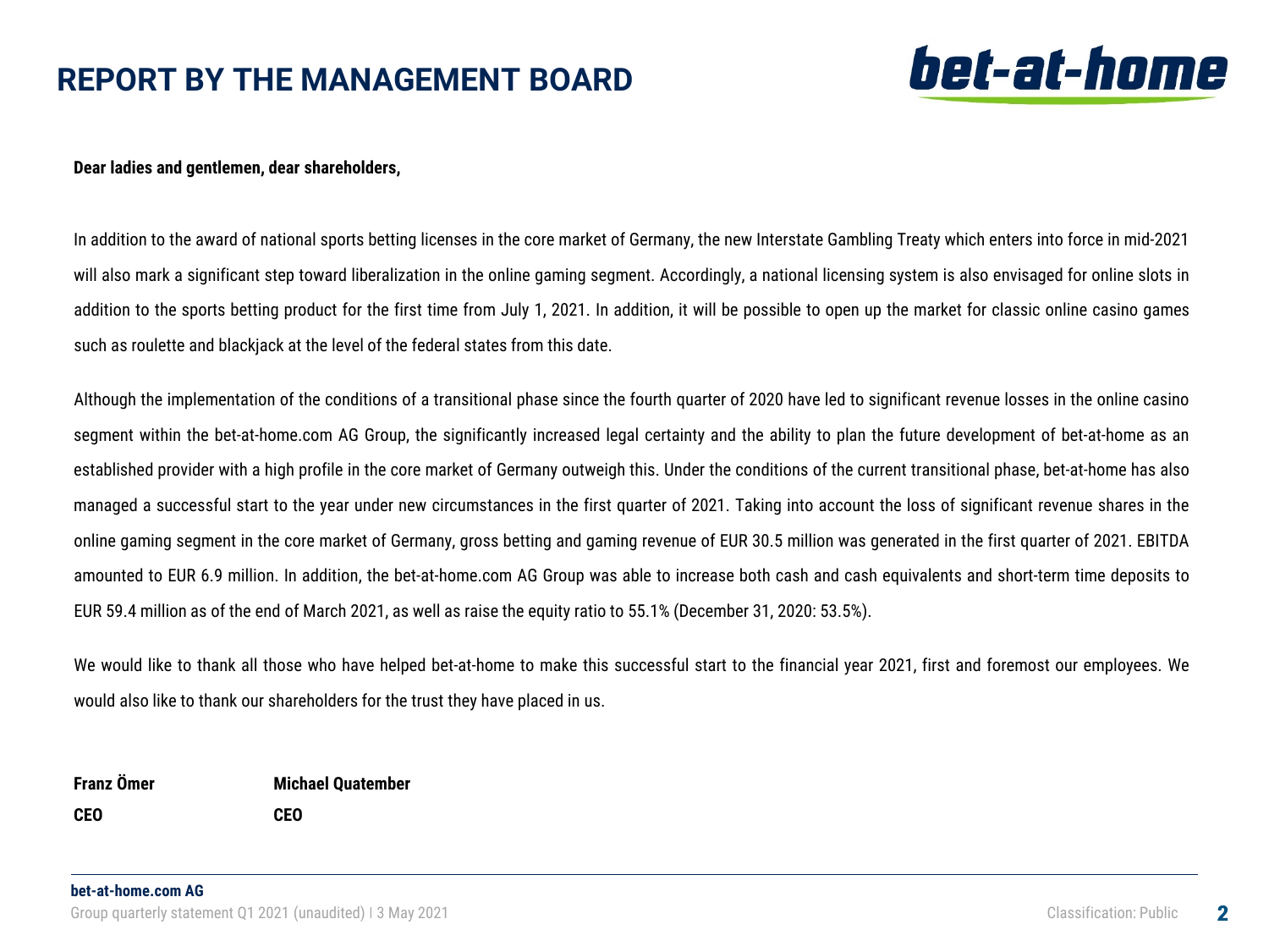# REPORT BY THE MANAGEMENT BOARD

**Dear ladies and gentlemen, dear shareholders,**

In addition to the award of national sports betting licenses in the core market of Germany, the new Interstate Gambling Treaty which enters into force in mid-2021 will also mark a significant step toward liberalization in the online gaming segment. Accordingly, a national licensing system is also envisaged for online slots in addition to the sports betting product for the first time from July 1, 2021. In addition, it will be possible to open up the market for classic online casino games such as roulette and blackjack at the level of the federal states from this date.

Although the implementation of the conditions of a transitional phase since the fourth quarter of 2020 have led to significant revenue losses in the online casino segment within the bet-at-home.com AG Group, the significantly increased legal certainty and the ability to plan the future development of bet-at-home as an established provider with a high profile in the core market of Germany outweigh this. Under the conditions of the current transitional phase, bet-at-home has also managed a successful start to the year under new circumstances in the first quarter of 2021. Taking into account the loss of significant revenue shares in the online gaming segment in the core market of Germany, gross betting and gaming revenue of EUR 30.5 million was generated in the first quarter of 2021. EBITDA amounted to EUR 6.9 million. In addition, the bet-at-home.com AG Group was able to increase both cash and cash equivalents and short-term time deposits to EUR 59.4 million as of the end of March 2021, as well as raise the equity ratio to 55.1% (December 31, 2020: 53.5%).

We would like to thank all those who have helped bet-at-home to make this successful start to the financial year 2021, first and foremost our employees. We would also like to thank our shareholders for the trust they have placed in us.

| **Franz Ömer** | **Michael Quatember** |
|---|---|
| **CEO** | **CEO** |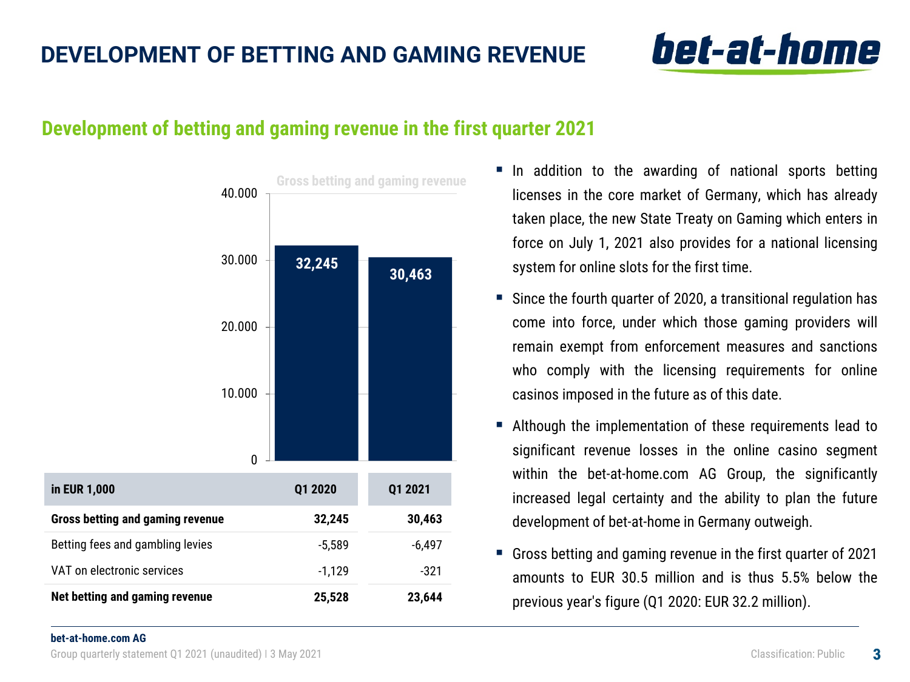# DEVELOPMENT OF BETTING AND GAMING REVENUE

## Development of betting and gaming revenue in the first quarter 2021

Gross betting and gaming revenue

| in EUR 1,000 | Q1 2020 | Q1 2021 |
|---|---|---|
| **Gross betting and gaming revenue** | **32,245** | **30,463** |
| Betting fees and gambling levies | -5,589 | -6,497 |
| VAT on electronic services | -1,129 | -321 |
| **Net betting and gaming revenue** | **25,528** | **23,644** |

- In addition to the awarding of national sports betting licenses in the core market of Germany, which has already taken place, the new State Treaty on Gaming which enters in force on July 1, 2021 also provides for a national licensing system for online slots for the first time.
- Since the fourth quarter of 2020, a transitional regulation has come into force, under which those gaming providers will remain exempt from enforcement measures and sanctions who comply with the licensing requirements for online casinos imposed in the future as of this date.
- Although the implementation of these requirements lead to significant revenue losses in the online casino segment within the bet-at-home.com AG Group, the significantly increased legal certainty and the ability to plan the future development of bet-at-home in Germany outweigh.
- Gross betting and gaming revenue in the first quarter of 2021 amounts to EUR 30.5 million and is thus 5.5% below the previous year's figure (Q1 2020: EUR 32.2 million).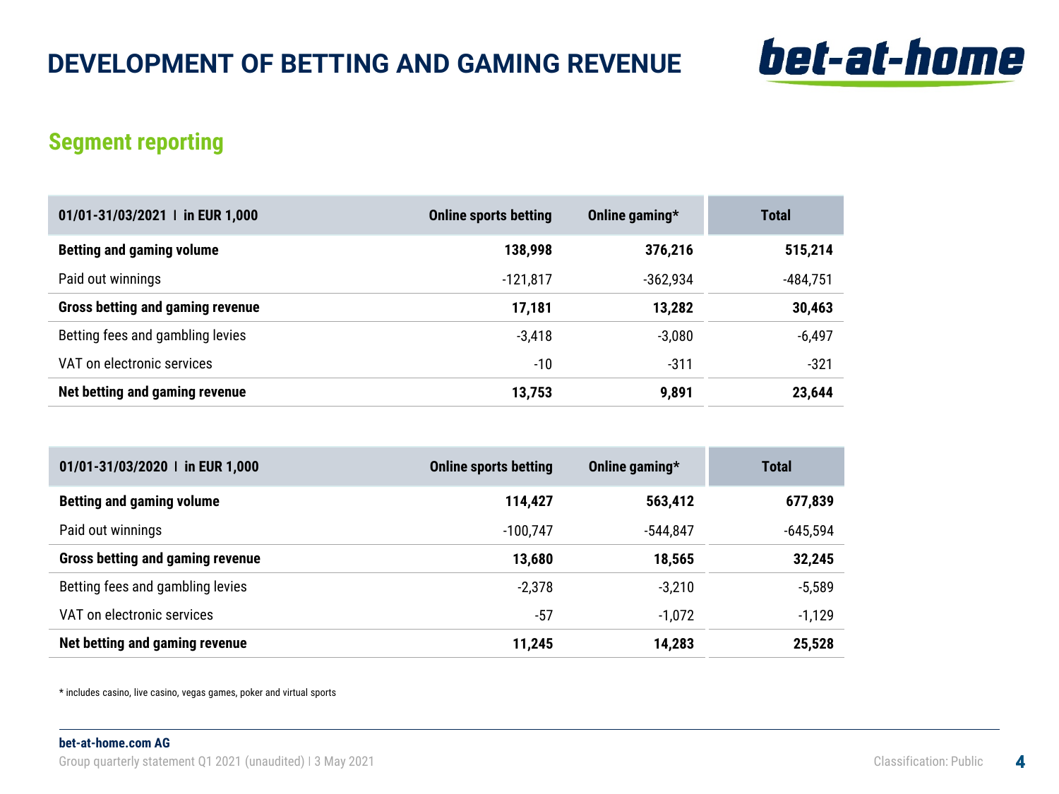# DEVELOPMENT OF BETTING AND GAMING REVENUE

## Segment reporting

| 01/01-31/03/2021 I in EUR 1,000 | Online sports betting | Online gaming* | Total |
|---|---|---|---|
| **Betting and gaming volume** | **138,998** | **376,216** | **515,214** |
| Paid out winnings | -121,817 | -362,934 | -484,751 |
| **Gross betting and gaming revenue** | **17,181** | **13,282** | **30,463** |
| Betting fees and gambling levies | -3,418 | -3,080 | -6,497 |
| VAT on electronic services | -10 | -311 | -321 |
| **Net betting and gaming revenue** | **13,753** | **9,891** | **23,644** |

| 01/01-31/03/2020 I in EUR 1,000 | Online sports betting | Online gaming* | Total |
|---|---|---|---|
| **Betting and gaming volume** | **114,427** | **563,412** | **677,839** |
| Paid out winnings | -100,747 | -544,847 | -645,594 |
| **Gross betting and gaming revenue** | **13,680** | **18,565** | **32,245** |
| Betting fees and gambling levies | -2,378 | -3,210 | -5,589 |
| VAT on electronic services | -57 | -1,072 | -1,129 |
| **Net betting and gaming revenue** | **11,245** | **14,283** | **25,528** |

* includes casino, live casino, vegas games, poker and virtual sports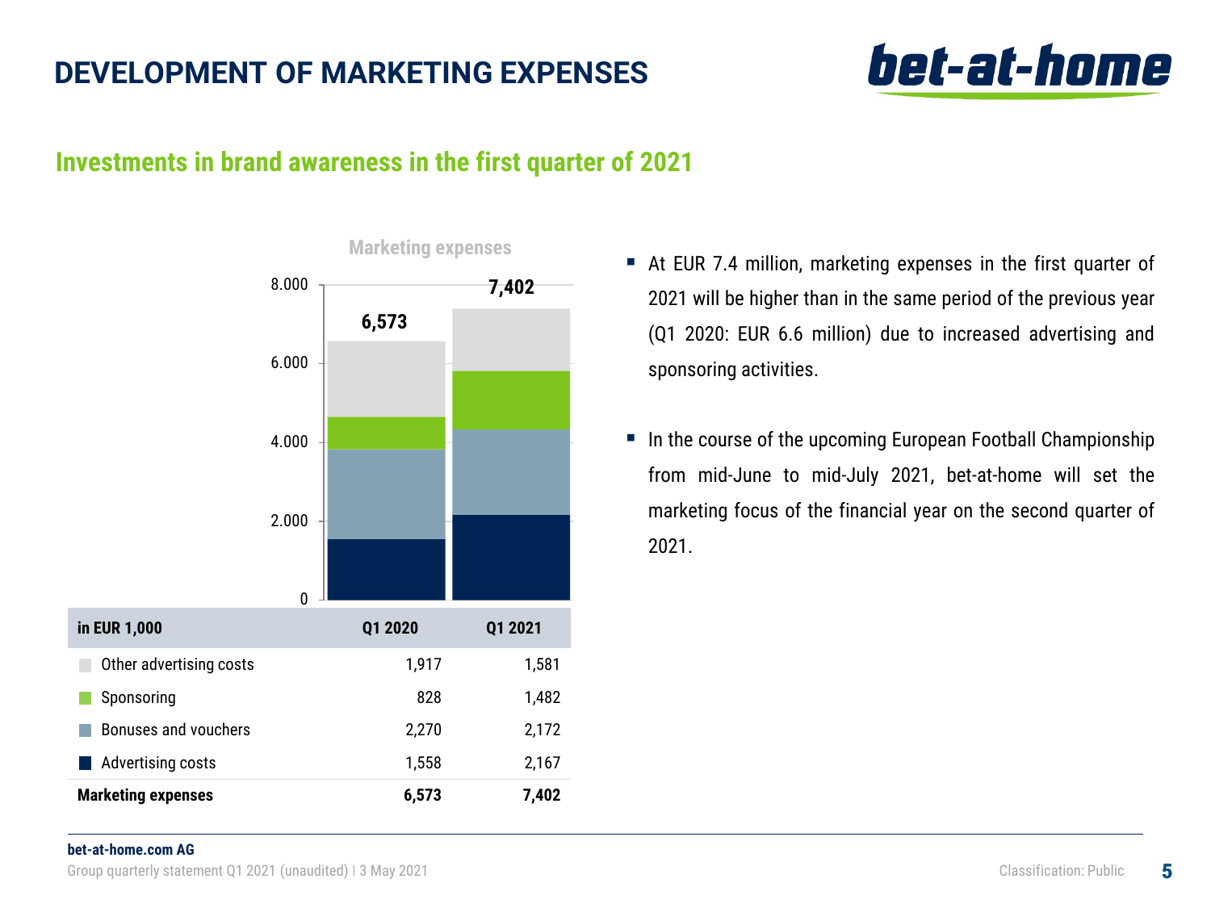# DEVELOPMENT OF MARKETING EXPENSES

## Investments in brand awareness in the first quarter of 2021

Marketing expenses

| in EUR 1,000 | Q1 2020 | Q1 2021 |
|---|---|---|
| Other advertising costs | 1,917 | 1,581 |
| Sponsoring | 828 | 1,482 |
| Bonuses and vouchers | 2,270 | 2,172 |
| Advertising costs | 1,558 | 2,167 |
| **Marketing expenses** | **6,573** | **7,402** |

- At EUR 7.4 million, marketing expenses in the first quarter of 2021 will be higher than in the same period of the previous year (Q1 2020: EUR 6.6 million) due to increased advertising and sponsoring activities.
- In the course of the upcoming European Football Championship from mid-June to mid-July 2021, bet-at-home will set the marketing focus of the financial year on the second quarter of 2021.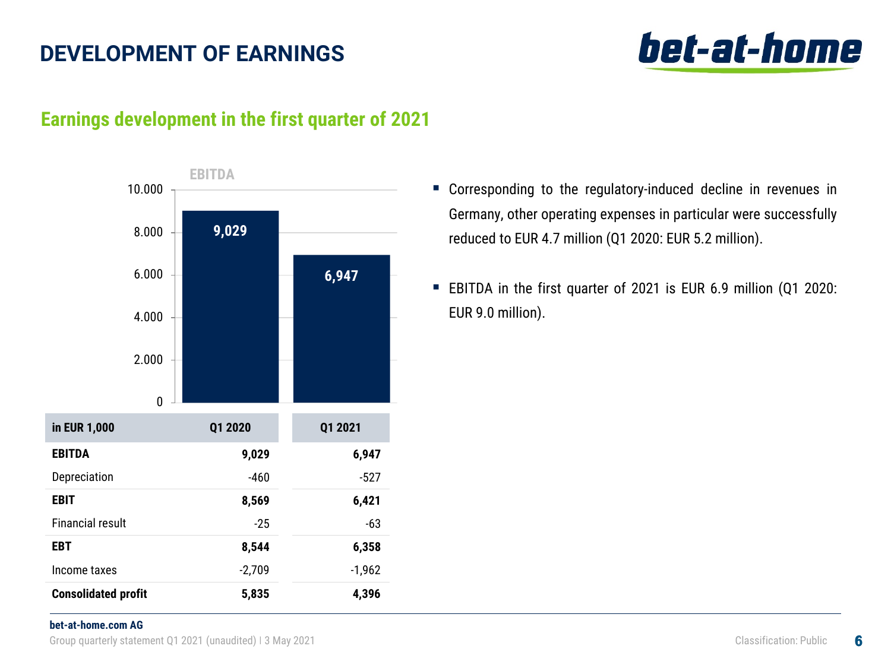# DEVELOPMENT OF EARNINGS

## Earnings development in the first quarter of 2021

**EBITDA**

| | Q1 2020 | Q1 2021 |
|---|---|---|
| EBITDA | 9,029 | 6,947 |

| in EUR 1,000 | Q1 2020 | Q1 2021 |
|---|---|---|
| **EBITDA** | **9,029** | **6,947** |
| Depreciation | -460 | -527 |
| **EBIT** | **8,569** | **6,421** |
| Financial result | -25 | -63 |
| **EBT** | **8,544** | **6,358** |
| Income taxes | -2,709 | -1,962 |
| **Consolidated profit** | **5,835** | **4,396** |

- Corresponding to the regulatory-induced decline in revenues in Germany, other operating expenses in particular were successfully reduced to EUR 4.7 million (Q1 2020: EUR 5.2 million).
- EBITDA in the first quarter of 2021 is EUR 6.9 million (Q1 2020: EUR 9.0 million).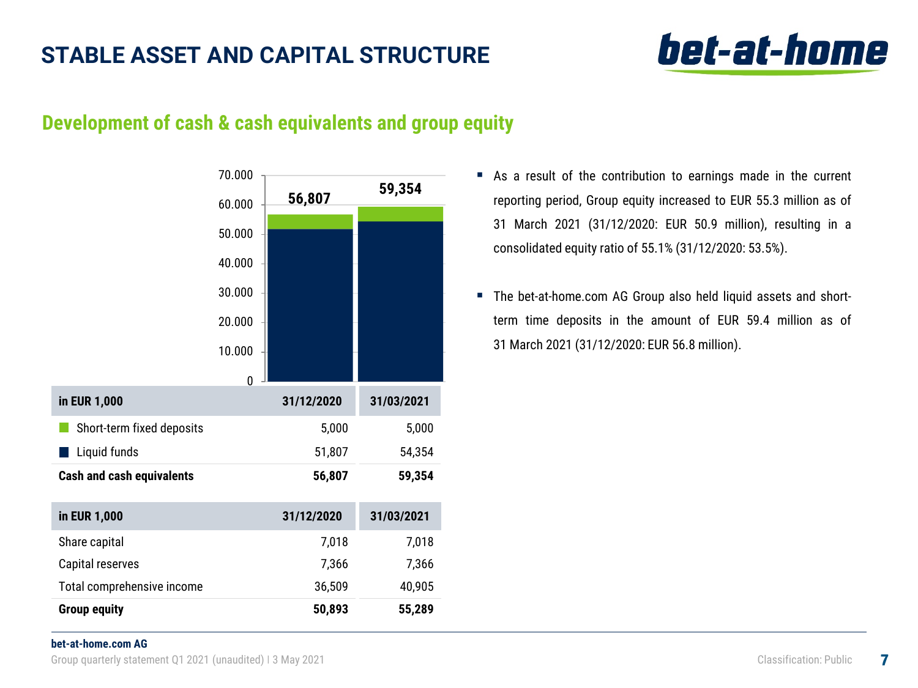# STABLE ASSET AND CAPITAL STRUCTURE

## Development of cash & cash equivalents and group equity

| in EUR 1,000 | 31/12/2020 | 31/03/2021 |
|---|---|---|
| Short-term fixed deposits | 5,000 | 5,000 |
| Liquid funds | 51,807 | 54,354 |
| **Cash and cash equivalents** | **56,807** | **59,354** |

| in EUR 1,000 | 31/12/2020 | 31/03/2021 |
|---|---|---|
| Share capital | 7,018 | 7,018 |
| Capital reserves | 7,366 | 7,366 |
| Total comprehensive income | 36,509 | 40,905 |
| **Group equity** | **50,893** | **55,289** |

- As a result of the contribution to earnings made in the current reporting period, Group equity increased to EUR 55.3 million as of 31 March 2021 (31/12/2020: EUR 50.9 million), resulting in a consolidated equity ratio of 55.1% (31/12/2020: 53.5%).
- The bet-at-home.com AG Group also held liquid assets and short-term time deposits in the amount of EUR 59.4 million as of 31 March 2021 (31/12/2020: EUR 56.8 million).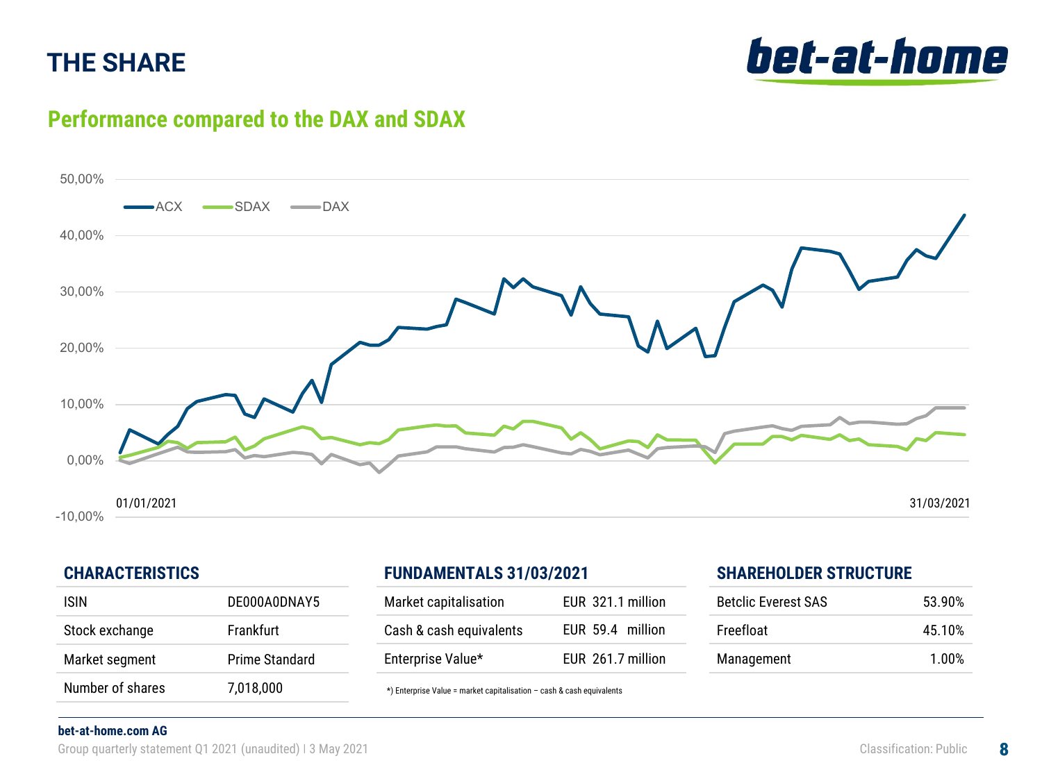# THE SHARE

## Performance compared to the DAX and SDAX

### CHARACTERISTICS

| ISIN | DE000A0DNAY5 |
|---|---|
| Stock exchange | Frankfurt |
| Market segment | Prime Standard |
| Number of shares | 7,018,000 |

### FUNDAMENTALS 31/03/2021

| Market capitalisation | EUR 321.1 million |
|---|---|
| Cash & cash equivalents | EUR 59.4 million |
| Enterprise Value* | EUR 261.7 million |

*) Enterprise Value = market capitalisation – cash & cash equivalents

### SHAREHOLDER STRUCTURE

| Betclic Everest SAS | 53.90% |
|---|---|
| Freefloat | 45.10% |
| Management | 1.00% |

**bet-at-home.com AG**

Group quarterly statement Q1 2021 (unaudited) | 3 May 2021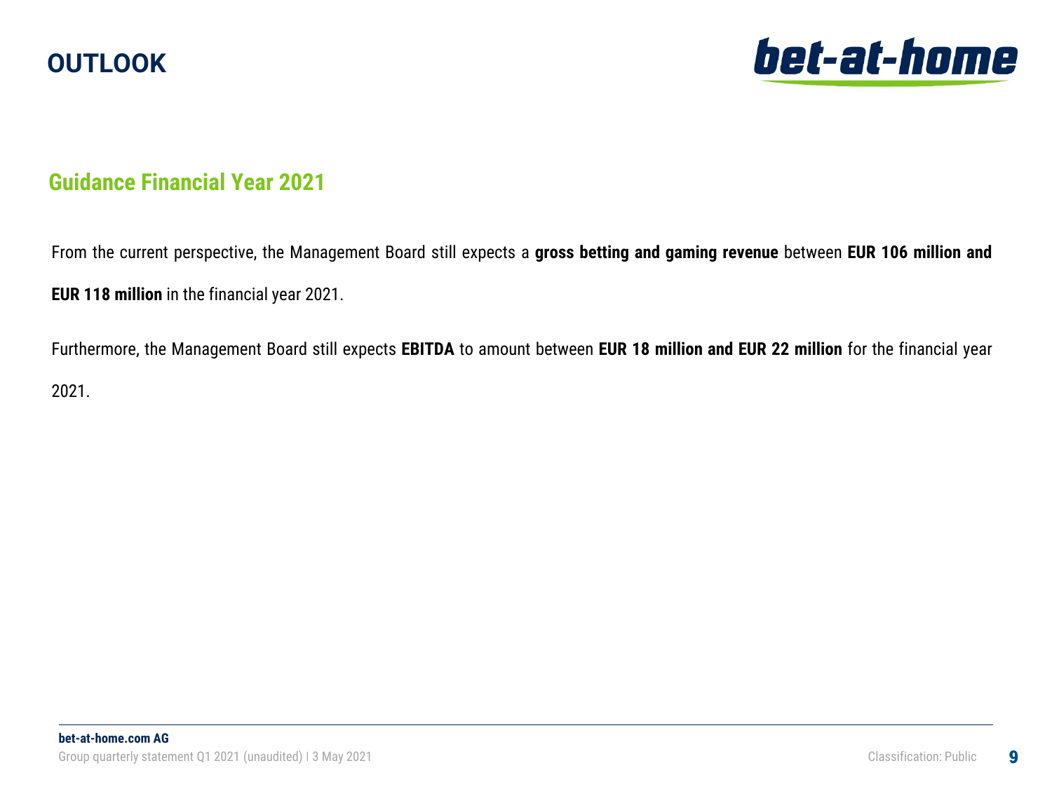# OUTLOOK

## Guidance Financial Year 2021

From the current perspective, the Management Board still expects a **gross betting and gaming revenue** between **EUR 106 million and EUR 118 million** in the financial year 2021.

Furthermore, the Management Board still expects **EBITDA** to amount between **EUR 18 million and EUR 22 million** for the financial year 2021.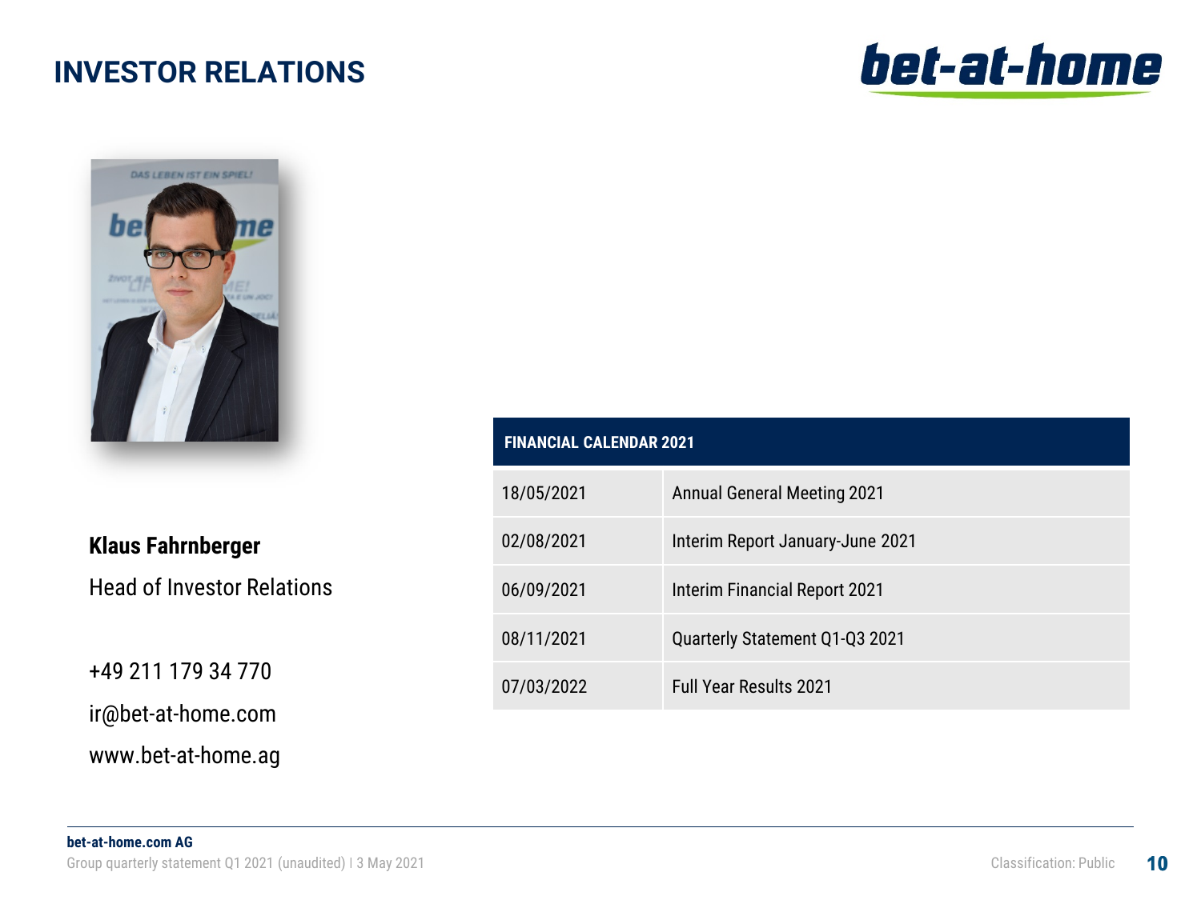# INVESTOR RELATIONS

**Klaus Fahrnberger**

Head of Investor Relations

+49 211 179 34 770

ir@bet-at-home.com

www.bet-at-home.ag

| FINANCIAL CALENDAR 2021 | |
|---|---|
| 18/05/2021 | Annual General Meeting 2021 |
| 02/08/2021 | Interim Report January-June 2021 |
| 06/09/2021 | Interim Financial Report 2021 |
| 08/11/2021 | Quarterly Statement Q1-Q3 2021 |
| 07/03/2022 | Full Year Results 2021 |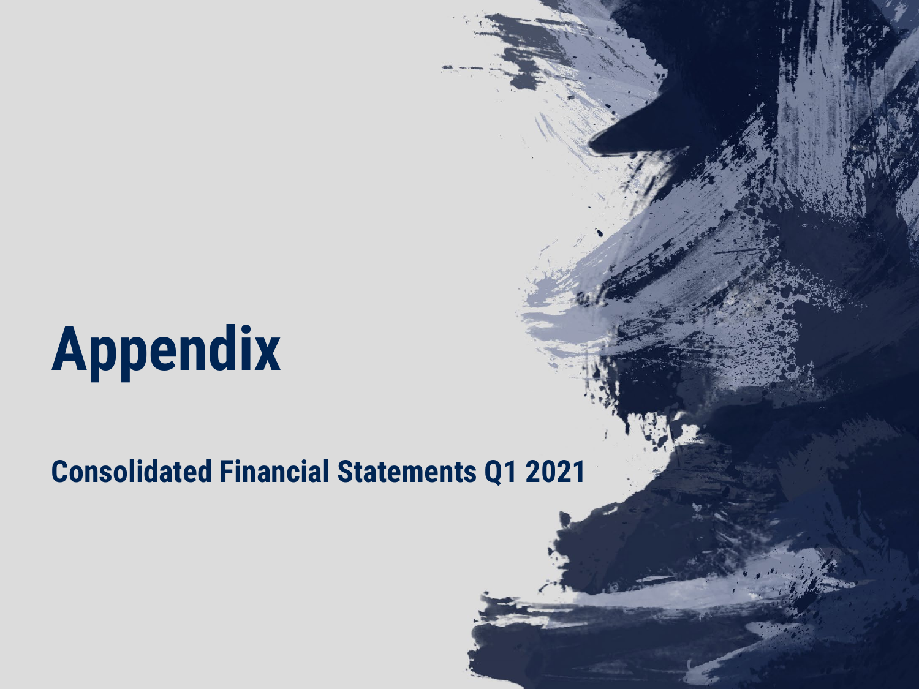# Appendix

## Consolidated Financial Statements Q1 2021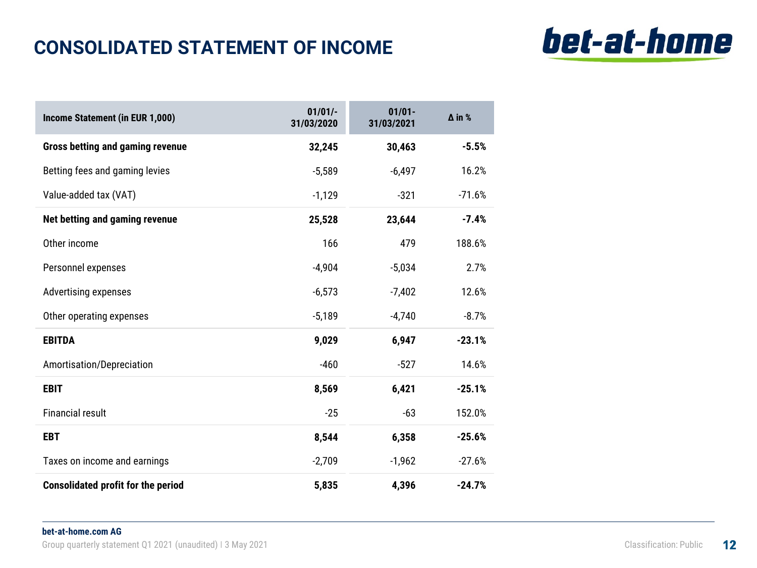# CONSOLIDATED STATEMENT OF INCOME

| Income Statement (in EUR 1,000) | 01/01/-31/03/2020 | 01/01-31/03/2021 | Δ in % |
|---|---|---|---|
| **Gross betting and gaming revenue** | **32,245** | **30,463** | **-5.5%** |
| Betting fees and gaming levies | -5,589 | -6,497 | 16.2% |
| Value-added tax (VAT) | -1,129 | -321 | -71.6% |
| **Net betting and gaming revenue** | **25,528** | **23,644** | **-7.4%** |
| Other income | 166 | 479 | 188.6% |
| Personnel expenses | -4,904 | -5,034 | 2.7% |
| Advertising expenses | -6,573 | -7,402 | 12.6% |
| Other operating expenses | -5,189 | -4,740 | -8.7% |
| **EBITDA** | **9,029** | **6,947** | **-23.1%** |
| Amortisation/Depreciation | -460 | -527 | 14.6% |
| **EBIT** | **8,569** | **6,421** | **-25.1%** |
| Financial result | -25 | -63 | 152.0% |
| **EBT** | **8,544** | **6,358** | **-25.6%** |
| Taxes on income and earnings | -2,709 | -1,962 | -27.6% |
| **Consolidated profit for the period** | **5,835** | **4,396** | **-24.7%** |

**bet-at-home.com AG**

Group quarterly statement Q1 2021 (unaudited) | 3 May 2021

Classification: Public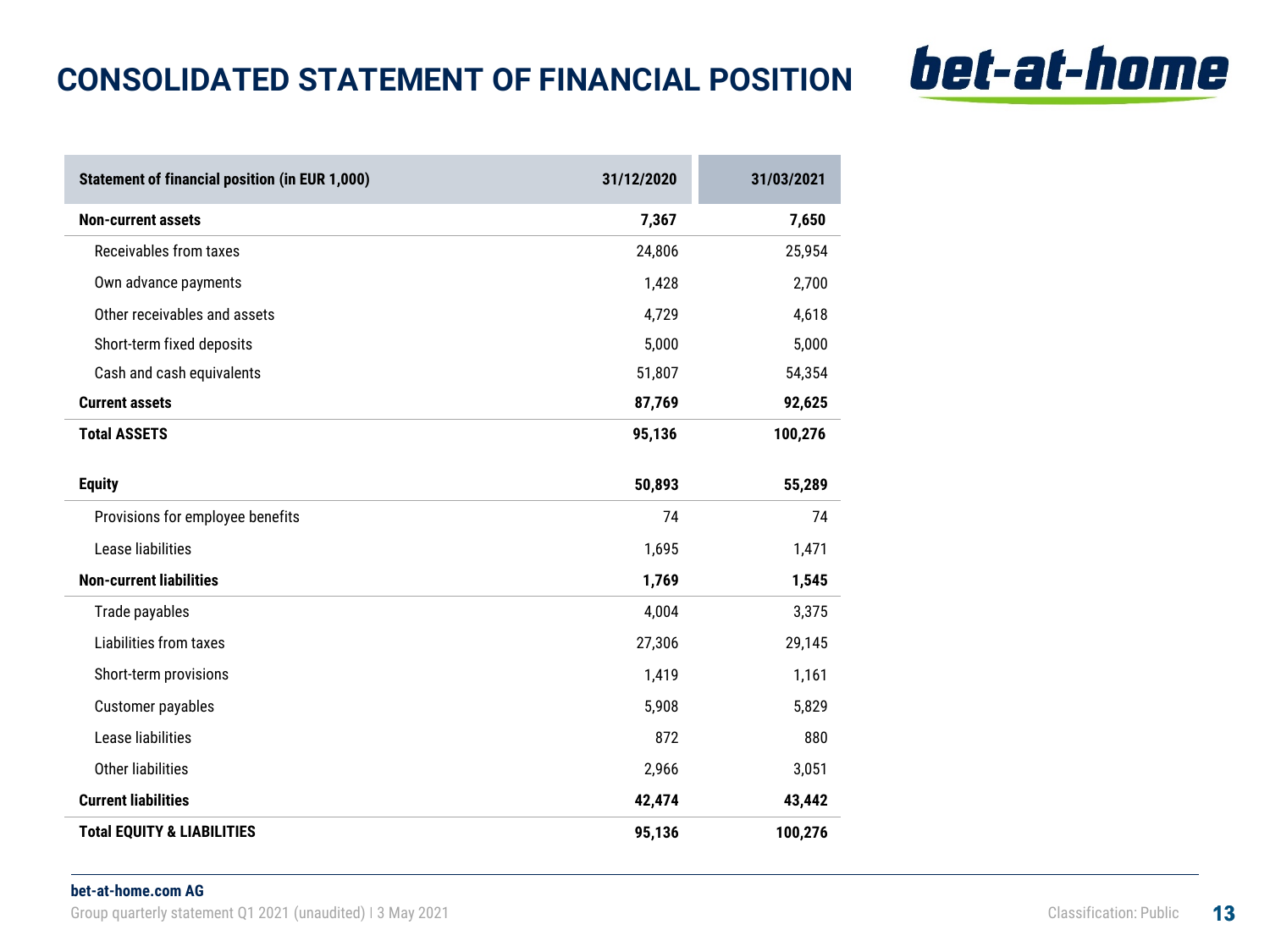# CONSOLIDATED STATEMENT OF FINANCIAL POSITION

| Statement of financial position (in EUR 1,000) | 31/12/2020 | 31/03/2021 |
|---|---|---|
| **Non-current assets** | **7,367** | **7,650** |
| Receivables from taxes | 24,806 | 25,954 |
| Own advance payments | 1,428 | 2,700 |
| Other receivables and assets | 4,729 | 4,618 |
| Short-term fixed deposits | 5,000 | 5,000 |
| Cash and cash equivalents | 51,807 | 54,354 |
| **Current assets** | **87,769** | **92,625** |
| **Total ASSETS** | **95,136** | **100,276** |
| | | |
| **Equity** | **50,893** | **55,289** |
| Provisions for employee benefits | 74 | 74 |
| Lease liabilities | 1,695 | 1,471 |
| **Non-current liabilities** | **1,769** | **1,545** |
| Trade payables | 4,004 | 3,375 |
| Liabilities from taxes | 27,306 | 29,145 |
| Short-term provisions | 1,419 | 1,161 |
| Customer payables | 5,908 | 5,829 |
| Lease liabilities | 872 | 880 |
| Other liabilities | 2,966 | 3,051 |
| **Current liabilities** | **42,474** | **43,442** |
| **Total EQUITY & LIABILITIES** | **95,136** | **100,276** |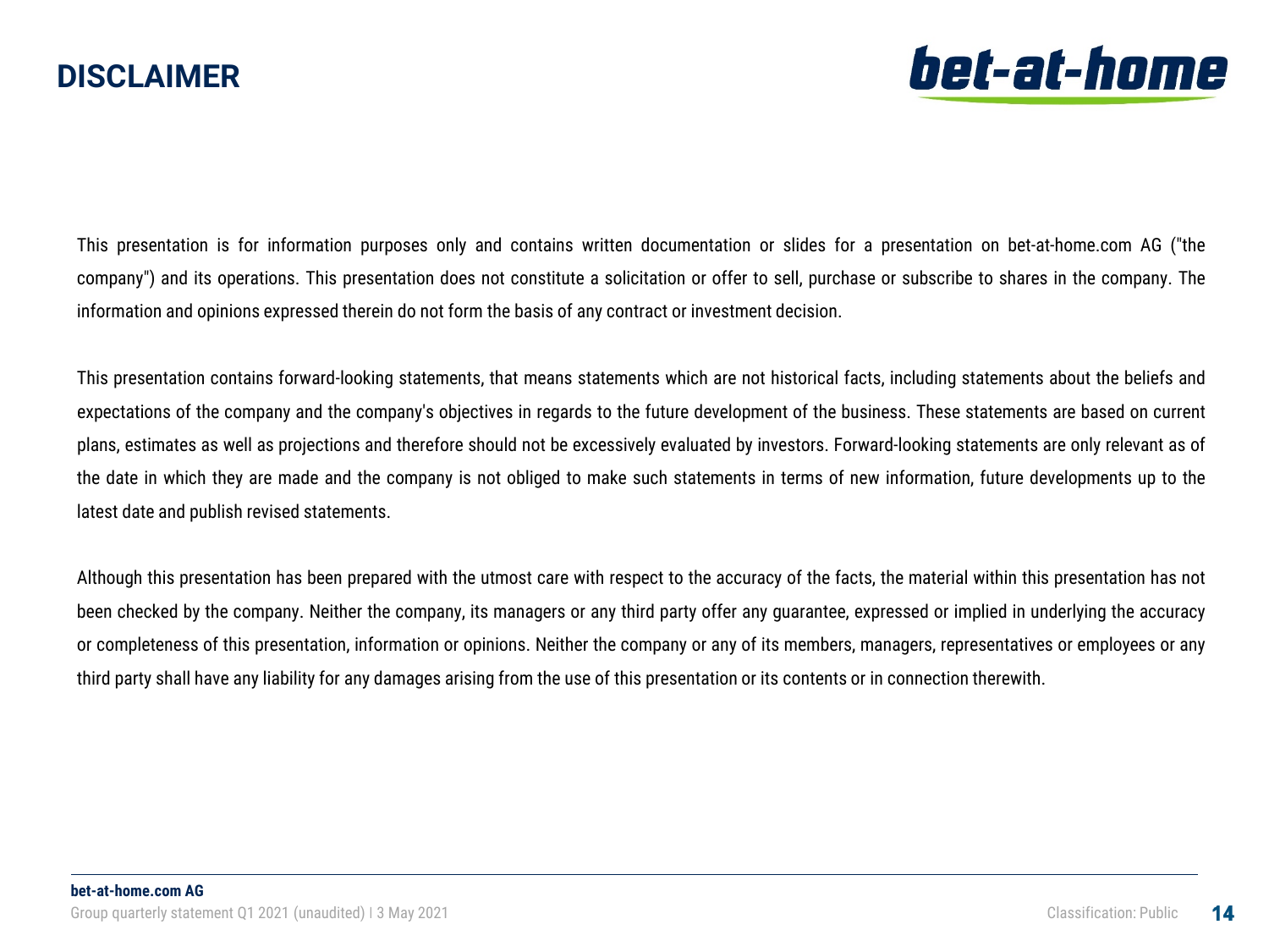# DISCLAIMER

This presentation is for information purposes only and contains written documentation or slides for a presentation on bet-at-home.com AG ("the company") and its operations. This presentation does not constitute a solicitation or offer to sell, purchase or subscribe to shares in the company. The information and opinions expressed therein do not form the basis of any contract or investment decision.

This presentation contains forward-looking statements, that means statements which are not historical facts, including statements about the beliefs and expectations of the company and the company's objectives in regards to the future development of the business. These statements are based on current plans, estimates as well as projections and therefore should not be excessively evaluated by investors. Forward-looking statements are only relevant as of the date in which they are made and the company is not obliged to make such statements in terms of new information, future developments up to the latest date and publish revised statements.

Although this presentation has been prepared with the utmost care with respect to the accuracy of the facts, the material within this presentation has not been checked by the company. Neither the company, its managers or any third party offer any guarantee, expressed or implied in underlying the accuracy or completeness of this presentation, information or opinions. Neither the company or any of its members, managers, representatives or employees or any third party shall have any liability for any damages arising from the use of this presentation or its contents or in connection therewith.